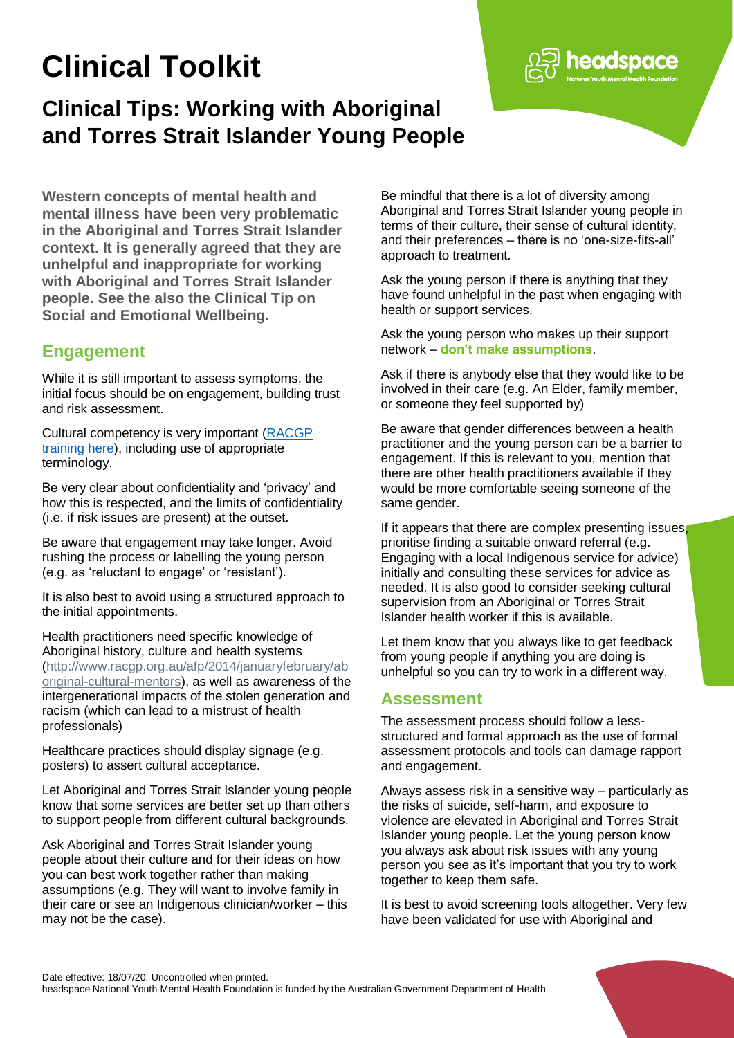# Clinical Toolkit

## Clinical Tips: Working with Aboriginal and Torres Strait Islander Young People

**Western concepts of mental health and mental illness have been very problematic in the Aboriginal and Torres Strait Islander context. It is generally agreed that they are unhelpful and inappropriate for working with Aboriginal and Torres Strait Islander people. See the also the Clinical Tip on Social and Emotional Wellbeing.**

### Engagement

While it is still important to assess symptoms, the initial focus should be on engagement, building trust and risk assessment.

Cultural competency is very important (RACGP training here), including use of appropriate terminology.

Be very clear about confidentiality and 'privacy' and how this is respected, and the limits of confidentiality (i.e. if risk issues are present) at the outset.

Be aware that engagement may take longer. Avoid rushing the process or labelling the young person (e.g. as 'reluctant to engage' or 'resistant').

It is also best to avoid using a structured approach to the initial appointments.

Health practitioners need specific knowledge of Aboriginal history, culture and health systems (http://www.racgp.org.au/afp/2014/januaryfebruary/aboriginal-cultural-mentors), as well as awareness of the intergenerational impacts of the stolen generation and racism (which can lead to a mistrust of health professionals)

Healthcare practices should display signage (e.g. posters) to assert cultural acceptance.

Let Aboriginal and Torres Strait Islander young people know that some services are better set up than others to support people from different cultural backgrounds.

Ask Aboriginal and Torres Strait Islander young people about their culture and for their ideas on how you can best work together rather than making assumptions (e.g. They will want to involve family in their care or see an Indigenous clinician/worker – this may not be the case).

Be mindful that there is a lot of diversity among Aboriginal and Torres Strait Islander young people in terms of their culture, their sense of cultural identity, and their preferences – there is no 'one-size-fits-all' approach to treatment.

Ask the young person if there is anything that they have found unhelpful in the past when engaging with health or support services.

Ask the young person who makes up their support network – **don't make assumptions**.

Ask if there is anybody else that they would like to be involved in their care (e.g. An Elder, family member, or someone they feel supported by)

Be aware that gender differences between a health practitioner and the young person can be a barrier to engagement. If this is relevant to you, mention that there are other health practitioners available if they would be more comfortable seeing someone of the same gender.

If it appears that there are complex presenting issues, prioritise finding a suitable onward referral (e.g. Engaging with a local Indigenous service for advice) initially and consulting these services for advice as needed. It is also good to consider seeking cultural supervision from an Aboriginal or Torres Strait Islander health worker if this is available.

Let them know that you always like to get feedback from young people if anything you are doing is unhelpful so you can try to work in a different way.

### Assessment

The assessment process should follow a less-structured and formal approach as the use of formal assessment protocols and tools can damage rapport and engagement.

Always assess risk in a sensitive way – particularly as the risks of suicide, self-harm, and exposure to violence are elevated in Aboriginal and Torres Strait Islander young people. Let the young person know you always ask about risk issues with any young person you see as it's important that you try to work together to keep them safe.

It is best to avoid screening tools altogether. Very few have been validated for use with Aboriginal and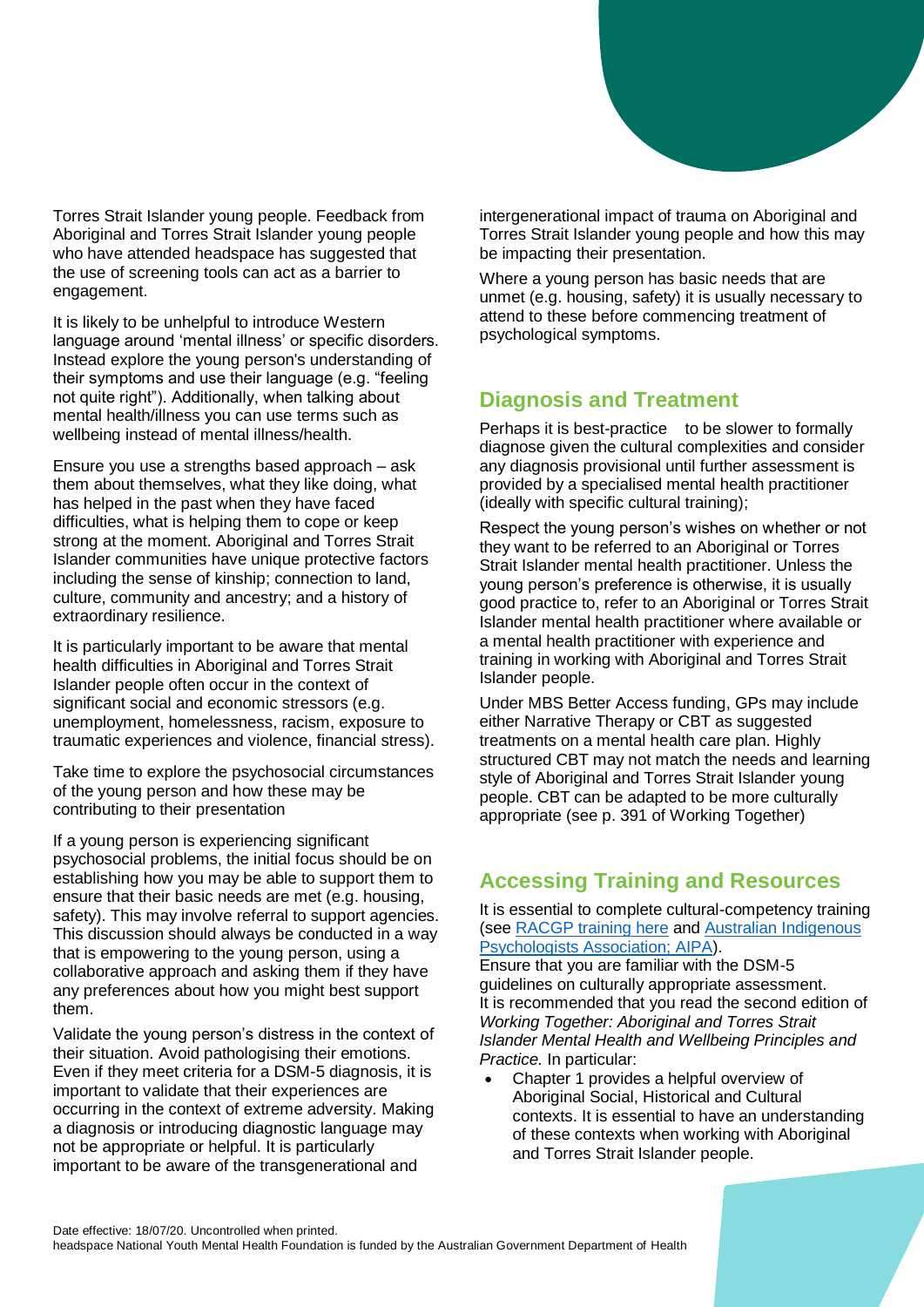Torres Strait Islander young people. Feedback from Aboriginal and Torres Strait Islander young people who have attended headspace has suggested that the use of screening tools can act as a barrier to engagement.

It is likely to be unhelpful to introduce Western language around 'mental illness' or specific disorders. Instead explore the young person's understanding of their symptoms and use their language (e.g. "feeling not quite right"). Additionally, when talking about mental health/illness you can use terms such as wellbeing instead of mental illness/health.

Ensure you use a strengths based approach – ask them about themselves, what they like doing, what has helped in the past when they have faced difficulties, what is helping them to cope or keep strong at the moment. Aboriginal and Torres Strait Islander communities have unique protective factors including the sense of kinship; connection to land, culture, community and ancestry; and a history of extraordinary resilience.

It is particularly important to be aware that mental health difficulties in Aboriginal and Torres Strait Islander people often occur in the context of significant social and economic stressors (e.g. unemployment, homelessness, racism, exposure to traumatic experiences and violence, financial stress).

Take time to explore the psychosocial circumstances of the young person and how these may be contributing to their presentation

If a young person is experiencing significant psychosocial problems, the initial focus should be on establishing how you may be able to support them to ensure that their basic needs are met (e.g. housing, safety). This may involve referral to support agencies. This discussion should always be conducted in a way that is empowering to the young person, using a collaborative approach and asking them if they have any preferences about how you might best support them.

Validate the young person's distress in the context of their situation. Avoid pathologising their emotions. Even if they meet criteria for a DSM-5 diagnosis, it is important to validate that their experiences are occurring in the context of extreme adversity. Making a diagnosis or introducing diagnostic language may not be appropriate or helpful. It is particularly important to be aware of the transgenerational and intergenerational impact of trauma on Aboriginal and Torres Strait Islander young people and how this may be impacting their presentation.

Where a young person has basic needs that are unmet (e.g. housing, safety) it is usually necessary to attend to these before commencing treatment of psychological symptoms.

## Diagnosis and Treatment

Perhaps it is best-practice to be slower to formally diagnose given the cultural complexities and consider any diagnosis provisional until further assessment is provided by a specialised mental health practitioner (ideally with specific cultural training);

Respect the young person's wishes on whether or not they want to be referred to an Aboriginal or Torres Strait Islander mental health practitioner. Unless the young person's preference is otherwise, it is usually good practice to, refer to an Aboriginal or Torres Strait Islander mental health practitioner where available or a mental health practitioner with experience and training in working with Aboriginal and Torres Strait Islander people.

Under MBS Better Access funding, GPs may include either Narrative Therapy or CBT as suggested treatments on a mental health care plan. Highly structured CBT may not match the needs and learning style of Aboriginal and Torres Strait Islander young people. CBT can be adapted to be more culturally appropriate (see p. 391 of Working Together)

## Accessing Training and Resources

It is essential to complete cultural-competency training (see RACGP training here and Australian Indigenous Psychologists Association; AIPA).
Ensure that you are familiar with the DSM-5 guidelines on culturally appropriate assessment.
It is recommended that you read the second edition of *Working Together: Aboriginal and Torres Strait Islander Mental Health and Wellbeing Principles and Practice.* In particular:

- Chapter 1 provides a helpful overview of Aboriginal Social, Historical and Cultural contexts. It is essential to have an understanding of these contexts when working with Aboriginal and Torres Strait Islander people.

Date effective: 18/07/20. Uncontrolled when printed.
headspace National Youth Mental Health Foundation is funded by the Australian Government Department of Health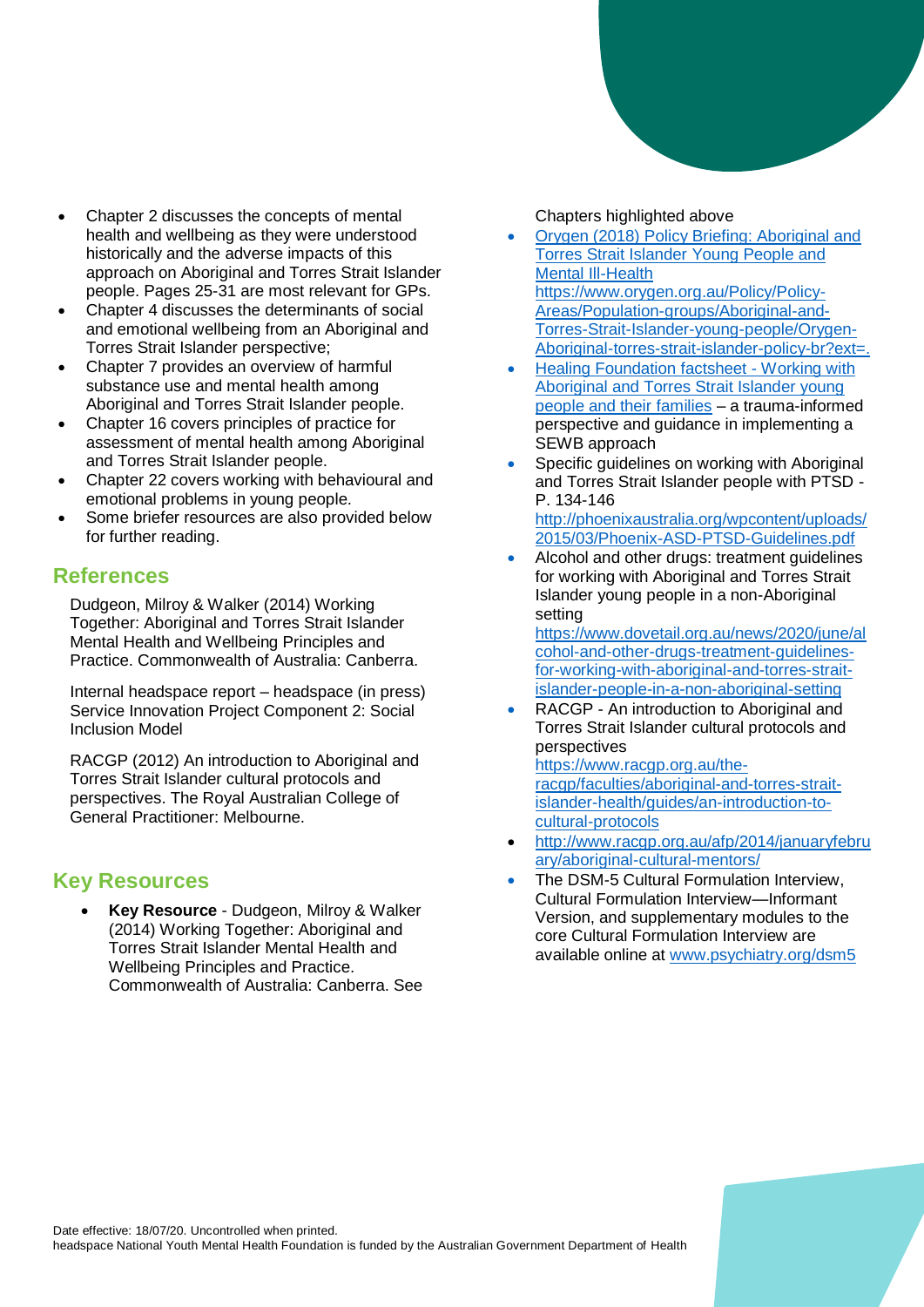- Chapter 2 discusses the concepts of mental health and wellbeing as they were understood historically and the adverse impacts of this approach on Aboriginal and Torres Strait Islander people. Pages 25-31 are most relevant for GPs.
- Chapter 4 discusses the determinants of social and emotional wellbeing from an Aboriginal and Torres Strait Islander perspective;
- Chapter 7 provides an overview of harmful substance use and mental health among Aboriginal and Torres Strait Islander people.
- Chapter 16 covers principles of practice for assessment of mental health among Aboriginal and Torres Strait Islander people.
- Chapter 22 covers working with behavioural and emotional problems in young people.
- Some briefer resources are also provided below for further reading.

## References

Dudgeon, Milroy & Walker (2014) Working Together: Aboriginal and Torres Strait Islander Mental Health and Wellbeing Principles and Practice. Commonwealth of Australia: Canberra.

Internal headspace report – headspace (in press) Service Innovation Project Component 2: Social Inclusion Model

RACGP (2012) An introduction to Aboriginal and Torres Strait Islander cultural protocols and perspectives. The Royal Australian College of General Practitioner: Melbourne.

## Key Resources

- **Key Resource** - Dudgeon, Milroy & Walker (2014) Working Together: Aboriginal and Torres Strait Islander Mental Health and Wellbeing Principles and Practice. Commonwealth of Australia: Canberra. See Chapters highlighted above
- Orygen (2018) Policy Briefing: Aboriginal and Torres Strait Islander Young People and Mental Ill-Health https://www.orygen.org.au/Policy/Policy-Areas/Population-groups/Aboriginal-and-Torres-Strait-Islander-young-people/Orygen-Aboriginal-torres-strait-islander-policy-br?ext=.
- Healing Foundation factsheet - Working with Aboriginal and Torres Strait Islander young people and their families – a trauma-informed perspective and guidance in implementing a SEWB approach
- Specific guidelines on working with Aboriginal and Torres Strait Islander people with PTSD - P. 134-146 http://phoenixaustralia.org/wpcontent/uploads/2015/03/Phoenix-ASD-PTSD-Guidelines.pdf
- Alcohol and other drugs: treatment guidelines for working with Aboriginal and Torres Strait Islander young people in a non-Aboriginal setting https://www.dovetail.org.au/news/2020/june/alcohol-and-other-drugs-treatment-guidelines-for-working-with-aboriginal-and-torres-strait-islander-people-in-a-non-aboriginal-setting
- RACGP - An introduction to Aboriginal and Torres Strait Islander cultural protocols and perspectives https://www.racgp.org.au/the-racgp/faculties/aboriginal-and-torres-strait-islander-health/guides/an-introduction-to-cultural-protocols
- http://www.racgp.org.au/afp/2014/januaryfebruary/aboriginal-cultural-mentors/
- The DSM-5 Cultural Formulation Interview, Cultural Formulation Interview—Informant Version, and supplementary modules to the core Cultural Formulation Interview are available online at www.psychiatry.org/dsm5

Date effective: 18/07/20. Uncontrolled when printed.
headspace National Youth Mental Health Foundation is funded by the Australian Government Department of Health